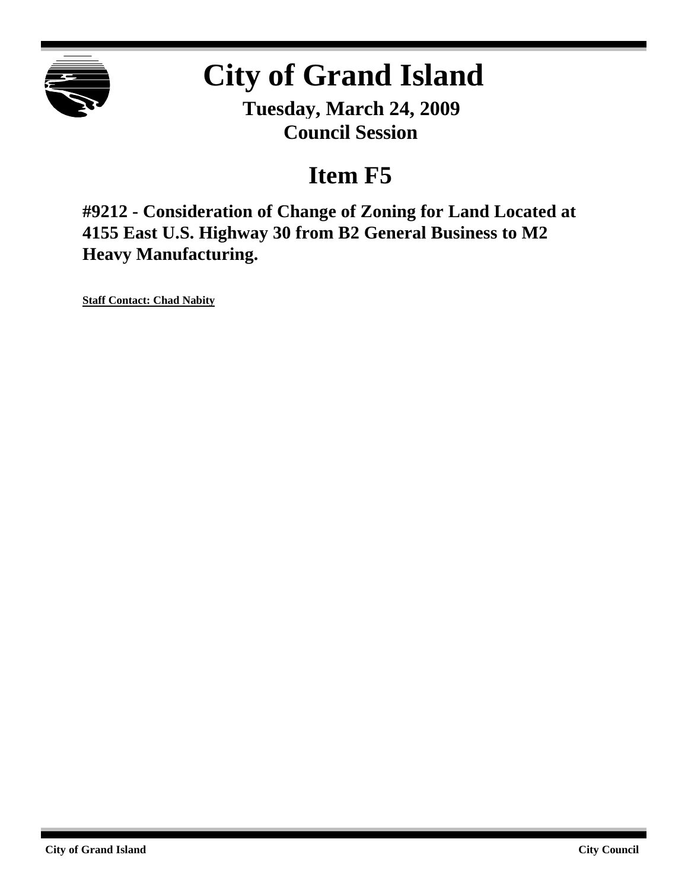# City of Grand Island

**Tuesday, March 24, 2009**
**Council Session**

## Item F5

### #9212 - Consideration of Change of Zoning for Land Located at 4155 East U.S. Highway 30 from B2 General Business to M2 Heavy Manufacturing.

**Staff Contact: Chad Nabity**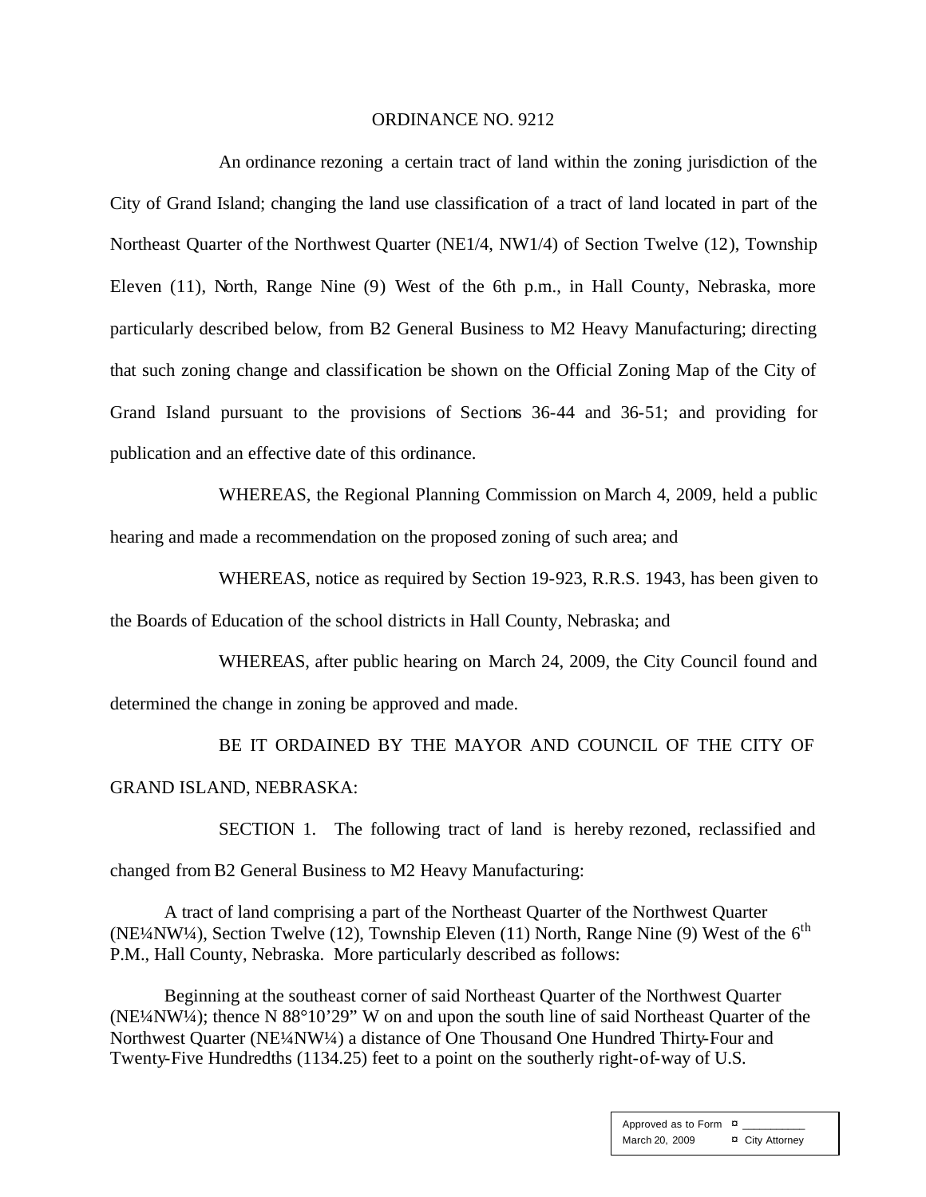ORDINANCE NO. 9212

An ordinance rezoning a certain tract of land within the zoning jurisdiction of the City of Grand Island; changing the land use classification of a tract of land located in part of the Northeast Quarter of the Northwest Quarter (NE1/4, NW1/4) of Section Twelve (12), Township Eleven (11), North, Range Nine (9) West of the 6th p.m., in Hall County, Nebraska, more particularly described below, from B2 General Business to M2 Heavy Manufacturing; directing that such zoning change and classification be shown on the Official Zoning Map of the City of Grand Island pursuant to the provisions of Sections 36-44 and 36-51; and providing for publication and an effective date of this ordinance.

WHEREAS, the Regional Planning Commission on March 4, 2009, held a public hearing and made a recommendation on the proposed zoning of such area; and

WHEREAS, notice as required by Section 19-923, R.R.S. 1943, has been given to the Boards of Education of the school districts in Hall County, Nebraska; and

WHEREAS, after public hearing on March 24, 2009, the City Council found and determined the change in zoning be approved and made.

BE IT ORDAINED BY THE MAYOR AND COUNCIL OF THE CITY OF GRAND ISLAND, NEBRASKA:

SECTION 1. The following tract of land is hereby rezoned, reclassified and changed from B2 General Business to M2 Heavy Manufacturing:

A tract of land comprising a part of the Northeast Quarter of the Northwest Quarter (NE¼NW¼), Section Twelve (12), Township Eleven (11) North, Range Nine (9) West of the 6th P.M., Hall County, Nebraska. More particularly described as follows:

Beginning at the southeast corner of said Northeast Quarter of the Northwest Quarter (NE¼NW¼); thence N 88°10’29” W on and upon the south line of said Northeast Quarter of the Northwest Quarter (NE¼NW¼) a distance of One Thousand One Hundred Thirty-Four and Twenty-Five Hundredths (1134.25) feet to a point on the southerly right-of-way of U.S.

| Approved as to Form | ¤ ___________ |
|---|---|
| March 20, 2009 | ¤ City Attorney |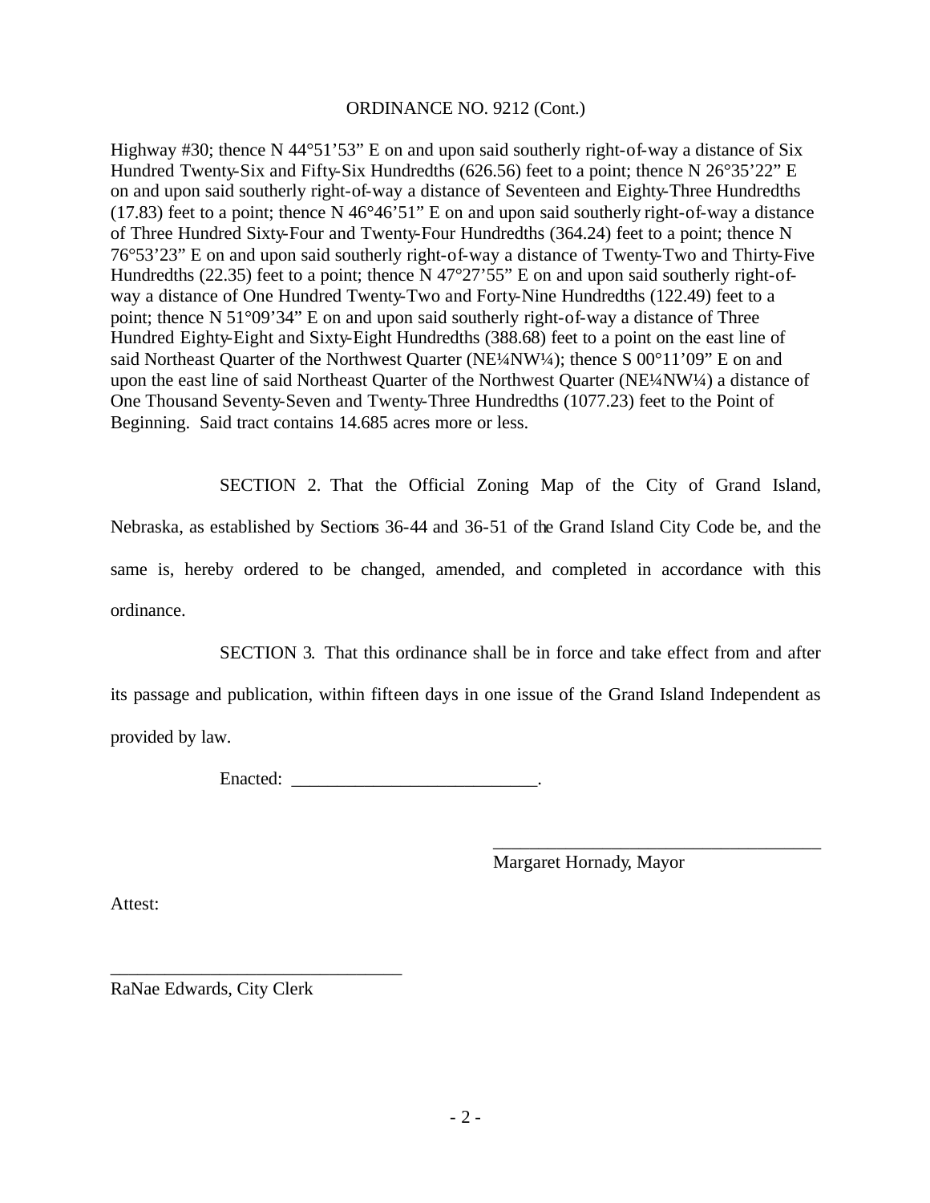ORDINANCE NO. 9212 (Cont.)

Highway #30; thence N 44°51’53” E on and upon said southerly right-of-way a distance of Six Hundred Twenty-Six and Fifty-Six Hundredths (626.56) feet to a point; thence N 26°35’22” E on and upon said southerly right-of-way a distance of Seventeen and Eighty-Three Hundredths (17.83) feet to a point; thence N 46°46’51” E on and upon said southerly right-of-way a distance of Three Hundred Sixty-Four and Twenty-Four Hundredths (364.24) feet to a point; thence N 76°53’23” E on and upon said southerly right-of-way a distance of Twenty-Two and Thirty-Five Hundredths (22.35) feet to a point; thence N 47°27’55” E on and upon said southerly right-of-way a distance of One Hundred Twenty-Two and Forty-Nine Hundredths (122.49) feet to a point; thence N 51°09’34” E on and upon said southerly right-of-way a distance of Three Hundred Eighty-Eight and Sixty-Eight Hundredths (388.68) feet to a point on the east line of said Northeast Quarter of the Northwest Quarter (NE¼NW¼); thence S 00°11’09” E on and upon the east line of said Northeast Quarter of the Northwest Quarter (NE¼NW¼) a distance of One Thousand Seventy-Seven and Twenty-Three Hundredths (1077.23) feet to the Point of Beginning. Said tract contains 14.685 acres more or less.

SECTION 2. That the Official Zoning Map of the City of Grand Island, Nebraska, as established by Sections 36-44 and 36-51 of the Grand Island City Code be, and the same is, hereby ordered to be changed, amended, and completed in accordance with this ordinance.

SECTION 3. That this ordinance shall be in force and take effect from and after its passage and publication, within fifteen days in one issue of the Grand Island Independent as provided by law.

Enacted: ___________________________.

_____________________________________
Margaret Hornady, Mayor

Attest:

________________________________
RaNae Edwards, City Clerk